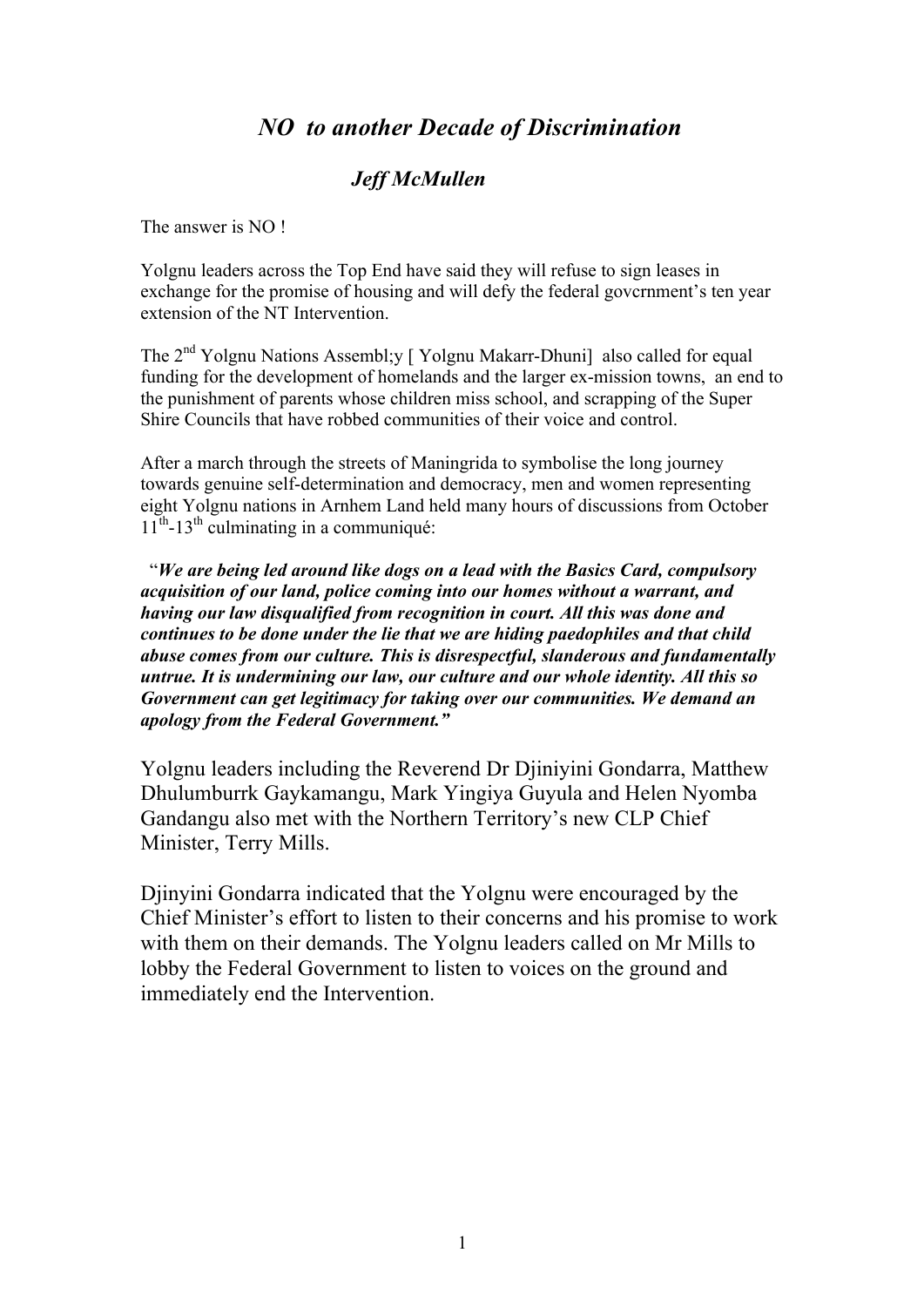# *NO to another Decade of Discrimination*

## ***Jeff McMullen***

The answer is NO !

Yolgnu leaders across the Top End have said they will refuse to sign leases in exchange for the promise of housing and will defy the federal government's ten year extension of the NT Intervention.

The 2nd Yolgnu Nations Assembl;y [ Yolgnu Makarr-Dhuni] also called for equal funding for the development of homelands and the larger ex-mission towns, an end to the punishment of parents whose children miss school, and scrapping of the Super Shire Councils that have robbed communities of their voice and control.

After a march through the streets of Maningrida to symbolise the long journey towards genuine self-determination and democracy, men and women representing eight Yolgnu nations in Arnhem Land held many hours of discussions from October 11th-13th culminating in a communiqué:

"***We are being led around like dogs on a lead with the Basics Card, compulsory acquisition of our land, police coming into our homes without a warrant, and having our law disqualified from recognition in court. All this was done and continues to be done under the lie that we are hiding paedophiles and that child abuse comes from our culture. This is disrespectful, slanderous and fundamentally untrue. It is undermining our law, our culture and our whole identity. All this so Government can get legitimacy for taking over our communities. We demand an apology from the Federal Government."***

Yolgnu leaders including the Reverend Dr Djiniyini Gondarra, Matthew Dhulumburrk Gaykamangu, Mark Yingiya Guyula and Helen Nyomba Gandangu also met with the Northern Territory's new CLP Chief Minister, Terry Mills.

Djinyini Gondarra indicated that the Yolgnu were encouraged by the Chief Minister's effort to listen to their concerns and his promise to work with them on their demands. The Yolgnu leaders called on Mr Mills to lobby the Federal Government to listen to voices on the ground and immediately end the Intervention.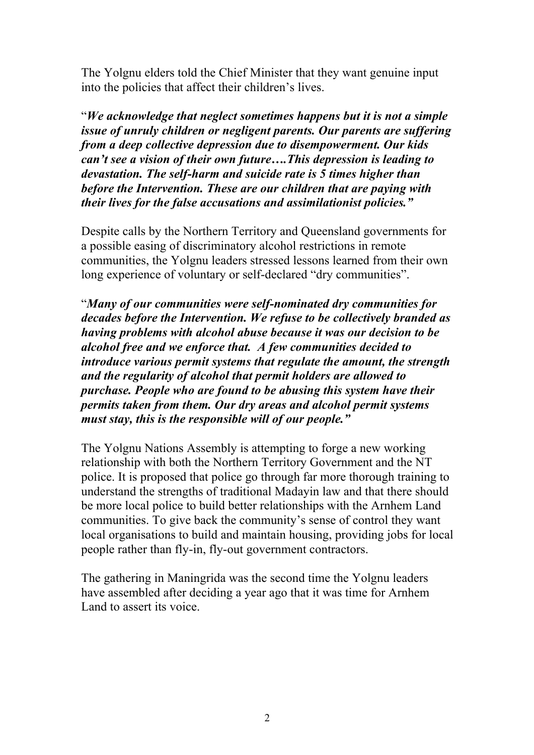The Yolgnu elders told the Chief Minister that they want genuine input into the policies that affect their children's lives.

"***We acknowledge that neglect sometimes happens but it is not a simple issue of unruly children or negligent parents. Our parents are suffering from a deep collective depression due to disempowerment. Our kids can't see a vision of their own future….This depression is leading to devastation. The self-harm and suicide rate is 5 times higher than before the Intervention. These are our children that are paying with their lives for the false accusations and assimilationist policies."***

Despite calls by the Northern Territory and Queensland governments for a possible easing of discriminatory alcohol restrictions in remote communities, the Yolgnu leaders stressed lessons learned from their own long experience of voluntary or self-declared "dry communities".

"***Many of our communities were self-nominated dry communities for decades before the Intervention. We refuse to be collectively branded as having problems with alcohol abuse because it was our decision to be alcohol free and we enforce that. A few communities decided to introduce various permit systems that regulate the amount, the strength and the regularity of alcohol that permit holders are allowed to purchase. People who are found to be abusing this system have their permits taken from them. Our dry areas and alcohol permit systems must stay, this is the responsible will of our people."***

The Yolgnu Nations Assembly is attempting to forge a new working relationship with both the Northern Territory Government and the NT police. It is proposed that police go through far more thorough training to understand the strengths of traditional Madayin law and that there should be more local police to build better relationships with the Arnhem Land communities. To give back the community's sense of control they want local organisations to build and maintain housing, providing jobs for local people rather than fly-in, fly-out government contractors.

The gathering in Maningrida was the second time the Yolgnu leaders have assembled after deciding a year ago that it was time for Arnhem Land to assert its voice.